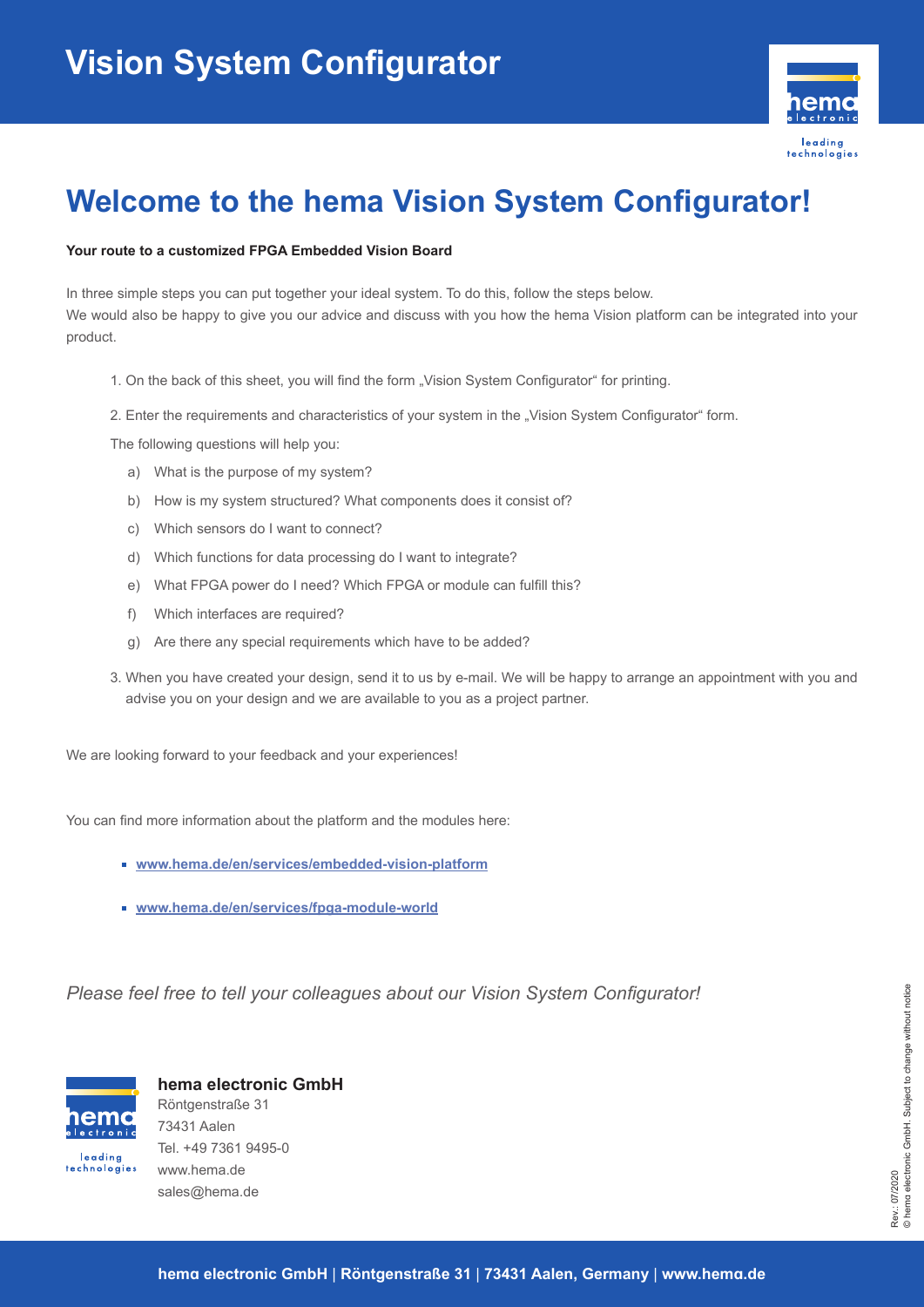# Vision System Configurator

## Welcome to the hema Vision System Configurator!

**Your route to a customized FPGA Embedded Vision Board**

In three simple steps you can put together your ideal system. To do this, follow the steps below.
We would also be happy to give you our advice and discuss with you how the hema Vision platform can be integrated into your product.

1. On the back of this sheet, you will find the form „Vision System Configurator“ for printing.
2. Enter the requirements and characteristics of your system in the „Vision System Configurator“ form.

   The following questions will help you:

   a) What is the purpose of my system?

   b) How is my system structured? What components does it consist of?

   c) Which sensors do I want to connect?

   d) Which functions for data processing do I want to integrate?

   e) What FPGA power do I need? Which FPGA or module can fulfill this?

   f) Which interfaces are required?

   g) Are there any special requirements which have to be added?
3. When you have created your design, send it to us by e-mail. We will be happy to arrange an appointment with you and advise you on your design and we are available to you as a project partner.

We are looking forward to your feedback and your experiences!

You can find more information about the platform and the modules here:

- **www.hema.de/en/services/embedded-vision-platform**
- **www.hema.de/en/services/fpga-module-world**

*Please feel free to tell your colleagues about our Vision System Configurator!*

**hema electronic GmbH**
Röntgenstraße 31
73431 Aalen
Tel. +49 7361 9495-0
www.hema.de
sales@hema.de

Rev.: 07/2020
© hema electronic GmbH. Subject to change without notice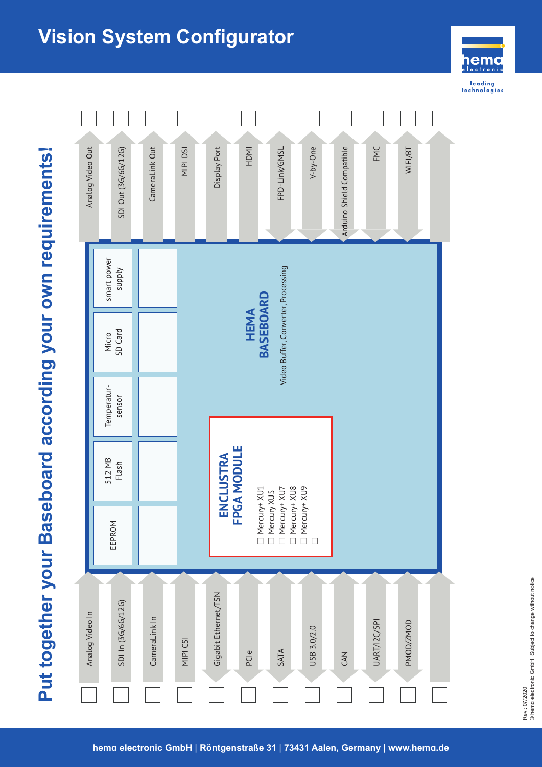# Vision System Configurator

hema electronic — leading technologies

## Put together your Baseboard according your own requirements!

Outputs:

- ☐ Analog Video Out
- ☐ SDI Out (3G/6G/12G)
- ☐ CameraLink Out
- ☐ MIPI DSI
- ☐ Display Port
- ☐ HDMI
- ☐ FPD-Link/GMSL
- ☐ V-by-One
- ☐ Arduino Shield Compatible
- ☐ FMC
- ☐ WIFI/BT
- ☐

**HEMA BASEBOARD**

Video Buffer, Converter, Processing

- EEPROM
- 512 MB Flash
- Temperatur-sensor
- Micro SD Card
- smart power supply

**ENCLUSTRA FPGA MODULE**

- ☐ Mercury+ XU1
- ☐ Mercury XU5
- ☐ Mercury+ XU7
- ☐ Mercury+ XU8
- ☐ Mercury+ XU9
- ☐ ____________

Inputs:

- ☐ Analog Video In
- ☐ SDI In (3G/6G/12G)
- ☐ CameraLink In
- ☐ MIPI CSI
- ☐ Gigabit Ethernet/TSN
- ☐ PCIe
- ☐ SATA
- ☐ USB 3.0/2.0
- ☐ CAN
- ☐ UART/I2C/SPI
- ☐ PMOD/ZMOD
- ☐

Rev.: 07/2020
© hema electronic GmbH. Subject to change without notice

hema electronic GmbH | Röntgenstraße 31 | 73431 Aalen, Germany | www.hema.de